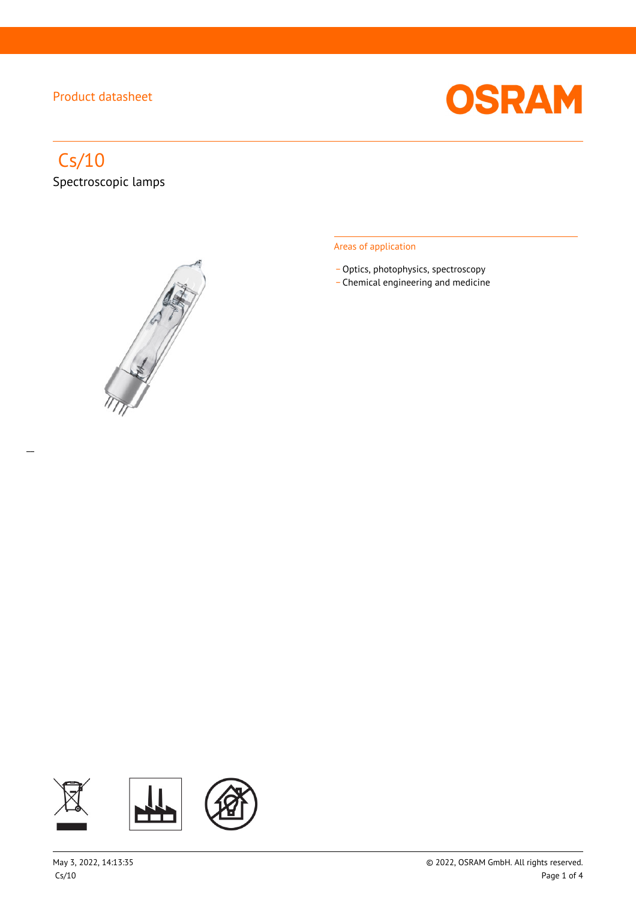Product datasheet

# Cs/10

Spectroscopic lamps

## Areas of application

- Optics, photophysics, spectroscopy
- Chemical engineering and medicine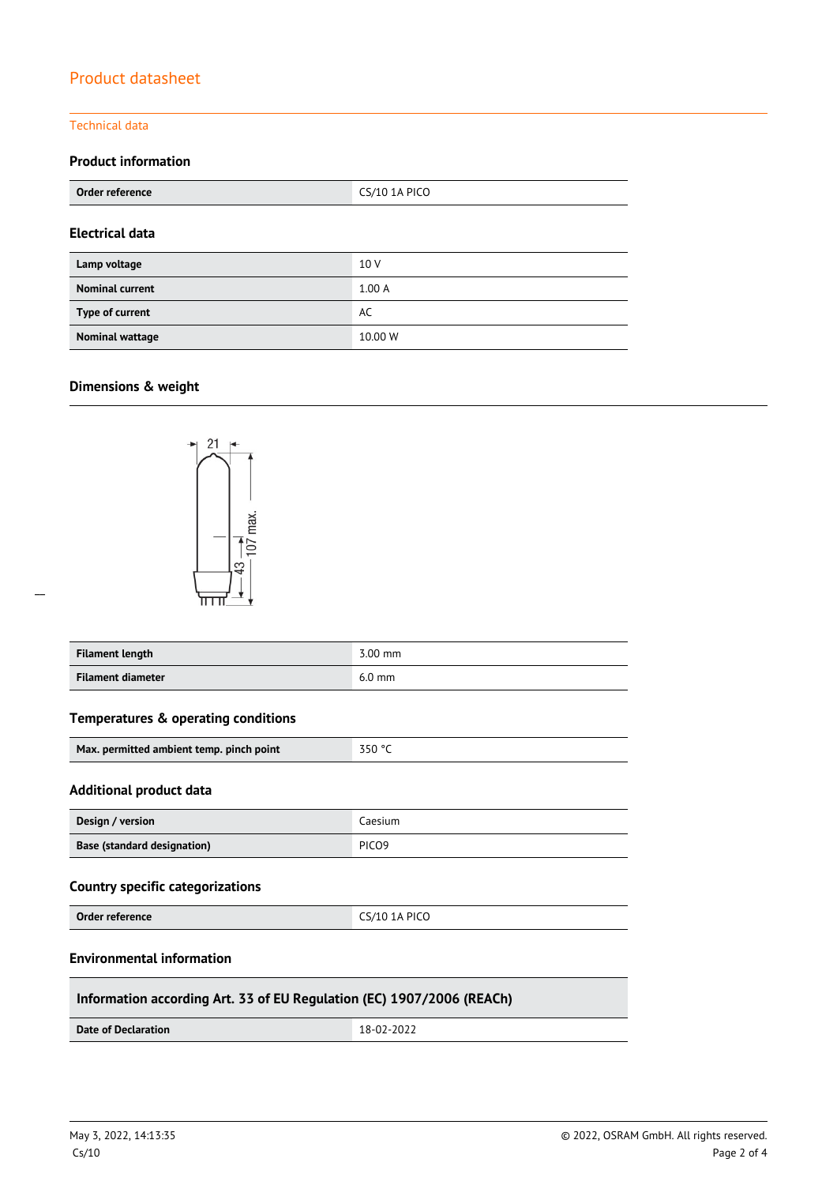# Product datasheet

## Technical data

### Product information

| Order reference | CS/10 1A PICO |
|---|---|

### Electrical data

| Lamp voltage | 10 V |
|---|---|
| Nominal current | 1.00 A |
| Type of current | AC |
| Nominal wattage | 10.00 W |

### Dimensions & weight

| Filament length | 3.00 mm |
|---|---|
| Filament diameter | 6.0 mm |

### Temperatures & operating conditions

| Max. permitted ambient temp. pinch point | 350 °C |
|---|---|

### Additional product data

| Design / version | Caesium |
|---|---|
| Base (standard designation) | PICO9 |

### Country specific categorizations

| Order reference | CS/10 1A PICO |
|---|---|

### Environmental information

| Information according Art. 33 of EU Regulation (EC) 1907/2006 (REACh) | |
|---|---|
| Date of Declaration | 18-02-2022 |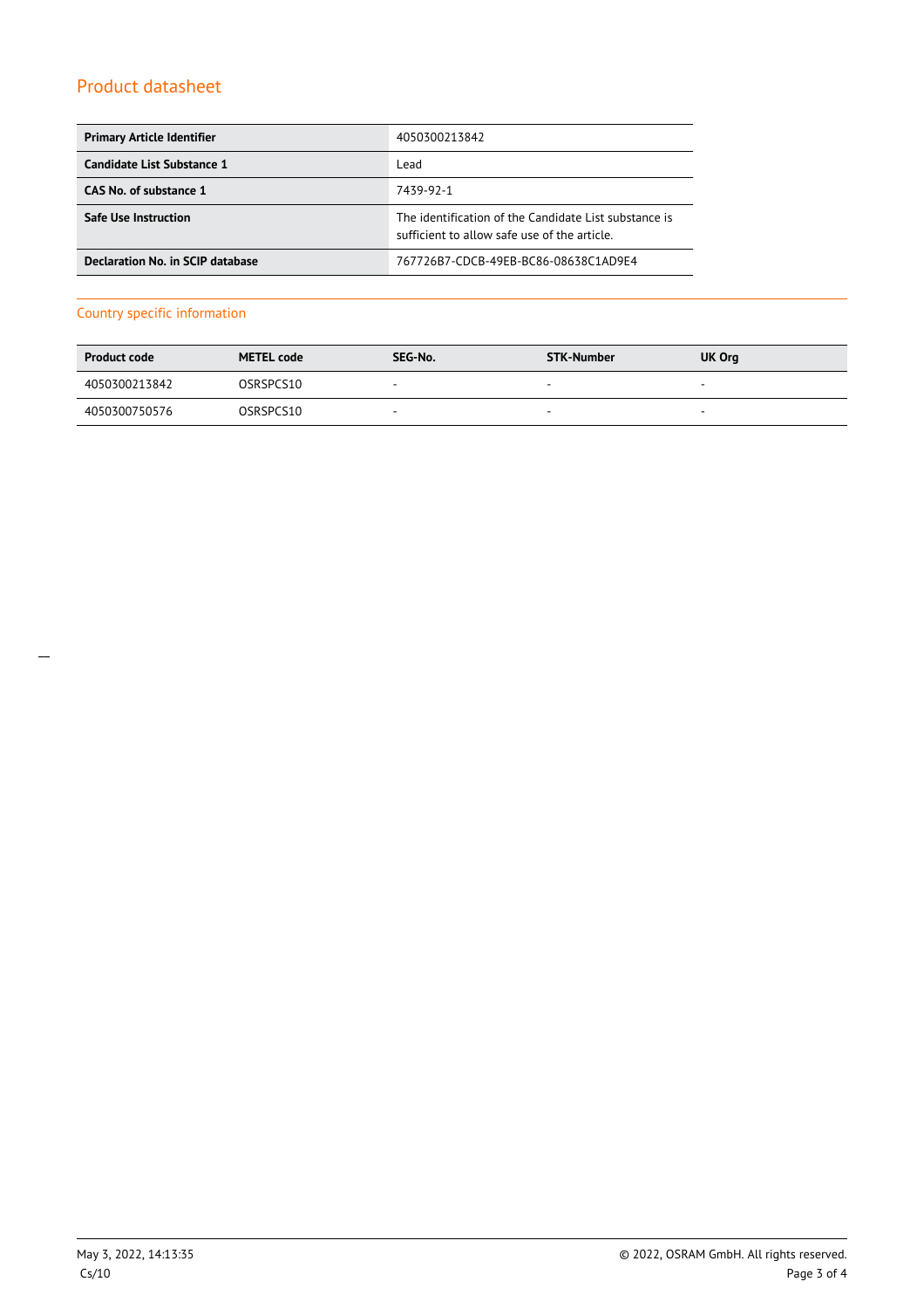## Product datasheet

| Primary Article Identifier | 4050300213842 |
|---|---|
| Candidate List Substance 1 | Lead |
| CAS No. of substance 1 | 7439-92-1 |
| Safe Use Instruction | The identification of the Candidate List substance is sufficient to allow safe use of the article. |
| Declaration No. in SCIP database | 767726B7-CDCB-49EB-BC86-08638C1AD9E4 |

## Country specific information

| Product code | METEL code | SEG-No. | STK-Number | UK Org |
|---|---|---|---|---|
| 4050300213842 | OSRSPCS10 | - | - | - |
| 4050300750576 | OSRSPCS10 | - | - | - |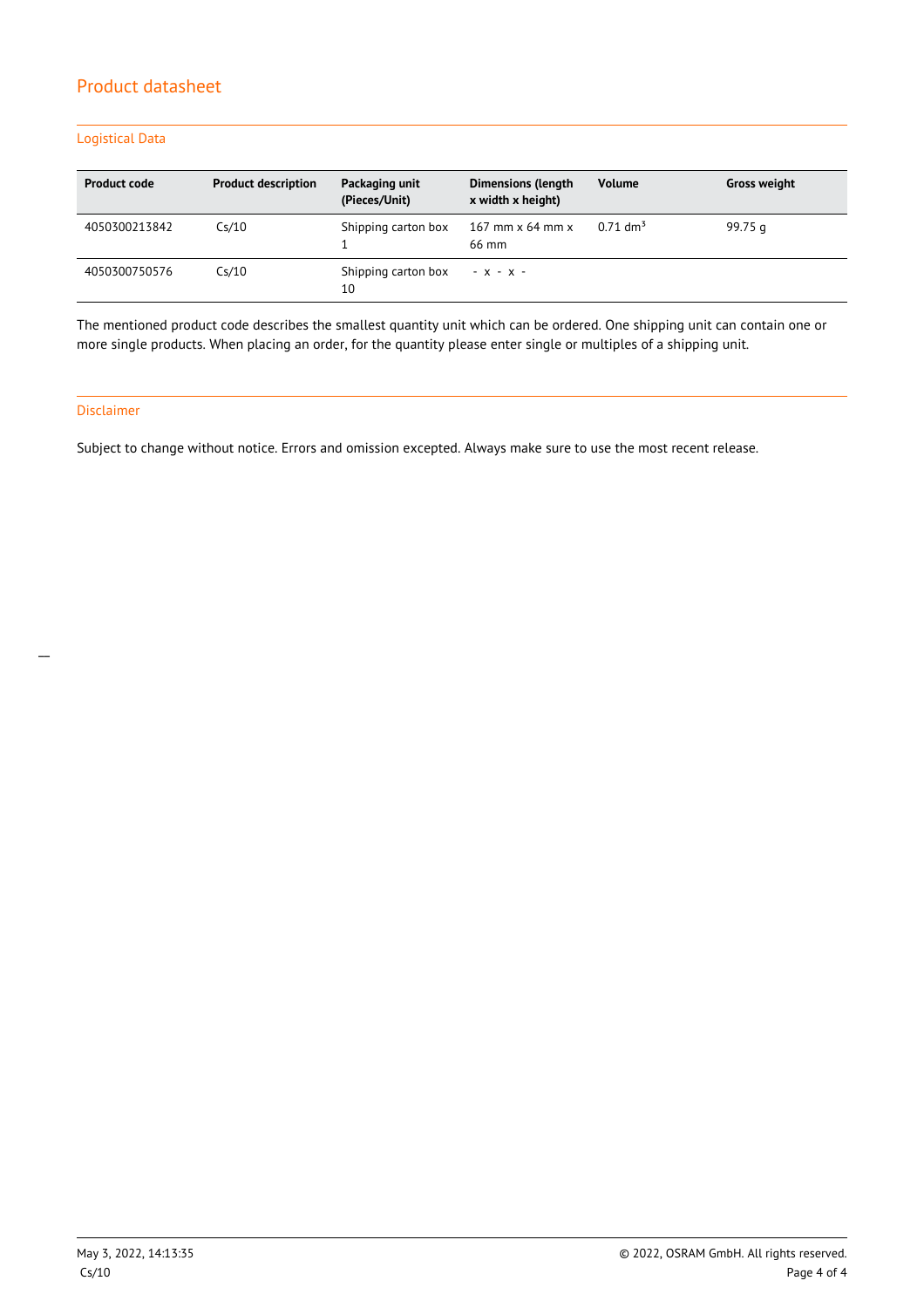# Product datasheet

## Logistical Data

| Product code | Product description | Packaging unit (Pieces/Unit) | Dimensions (length x width x height) | Volume | Gross weight |
|---|---|---|---|---|---|
| 4050300213842 | Cs/10 | Shipping carton box 1 | 167 mm x 64 mm x 66 mm | 0.71 $dm^3$ | 99.75 g |
| 4050300750576 | Cs/10 | Shipping carton box 10 | - x - x - | | |

The mentioned product code describes the smallest quantity unit which can be ordered. One shipping unit can contain one or more single products. When placing an order, for the quantity please enter single or multiples of a shipping unit.

## Disclaimer

Subject to change without notice. Errors and omission excepted. Always make sure to use the most recent release.